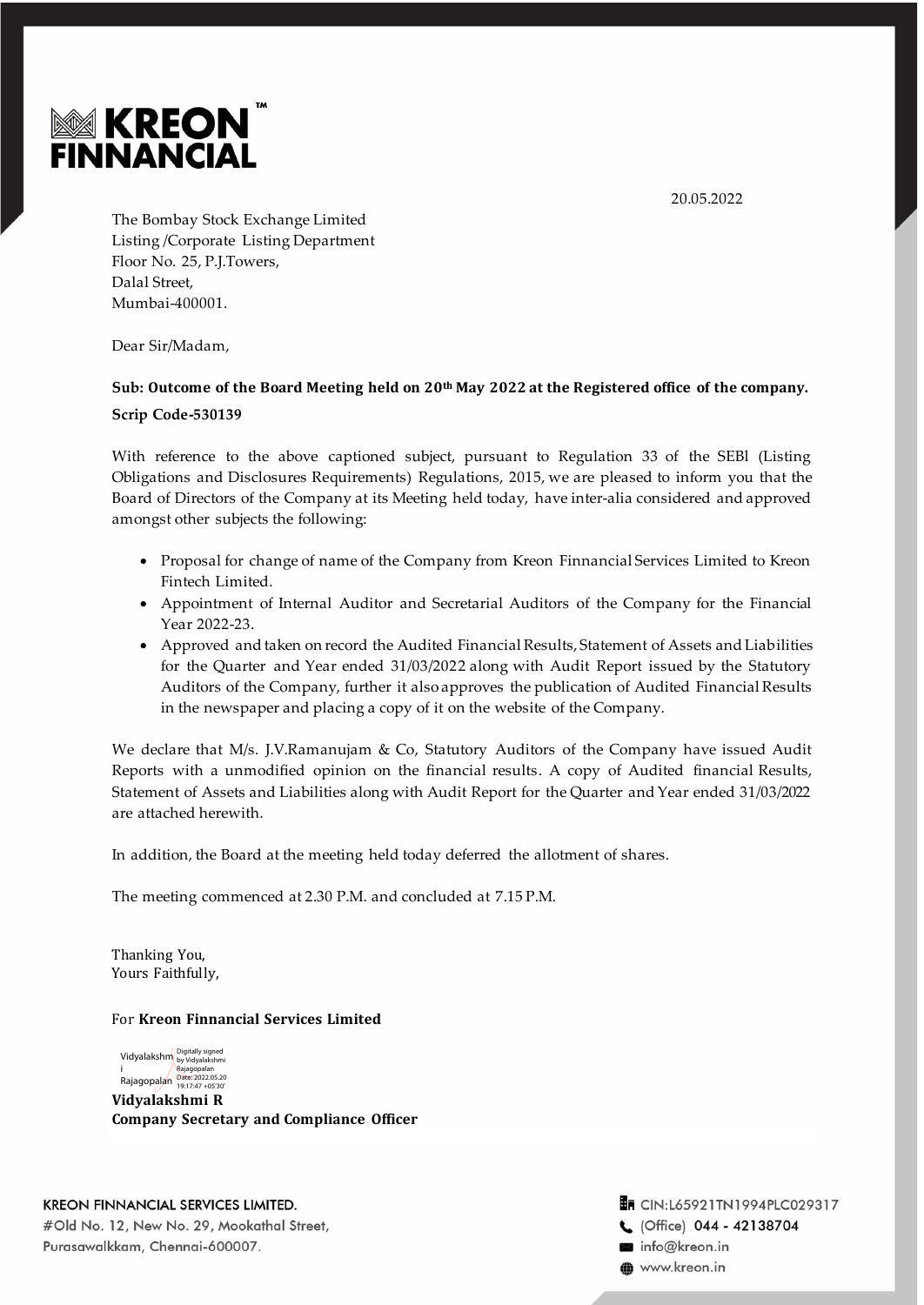**KREON FINNANCIAL**™

20.05.2022

The Bombay Stock Exchange Limited
Listing /Corporate Listing Department
Floor No. 25, P.J.Towers,
Dalal Street,
Mumbai-400001.

Dear Sir/Madam,

**Sub: Outcome of the Board Meeting held on 20th May 2022 at the Registered office of the company.**

**Scrip Code-530139**

With reference to the above captioned subject, pursuant to Regulation 33 of the SEBl (Listing Obligations and Disclosures Requirements) Regulations, 2015, we are pleased to inform you that the Board of Directors of the Company at its Meeting held today, have inter-alia considered and approved amongst other subjects the following:

- Proposal for change of name of the Company from Kreon Finnancial Services Limited to Kreon Fintech Limited.
- Appointment of Internal Auditor and Secretarial Auditors of the Company for the Financial Year 2022-23.
- Approved and taken on record the Audited Financial Results, Statement of Assets and Liabilities for the Quarter and Year ended 31/03/2022 along with Audit Report issued by the Statutory Auditors of the Company, further it also approves the publication of Audited Financial Results in the newspaper and placing a copy of it on the website of the Company.

We declare that M/s. J.V.Ramanujam & Co, Statutory Auditors of the Company have issued Audit Reports with a unmodified opinion on the financial results. A copy of Audited financial Results, Statement of Assets and Liabilities along with Audit Report for the Quarter and Year ended 31/03/2022 are attached herewith.

In addition, the Board at the meeting held today deferred the allotment of shares.

The meeting commenced at 2.30 P.M. and concluded at 7.15 P.M.

Thanking You,
Yours Faithfully,

For **Kreon Finnancial Services Limited**

Vidyalakshmi Rajagopalan — Digitally signed by Vidyalakshmi Rajagopalan Date: 2022.05.20 19:17:47 +05'30'

**Vidyalakshmi R**
**Company Secretary and Compliance Officer**

KREON FINNANCIAL SERVICES LIMITED.
#Old No. 12, New No. 29, Mookathal Street,
Purasawalkkam, Chennai-600007.

CIN:L65921TN1994PLC029317
(Office) 044 - 42138704
info@kreon.in
www.kreon.in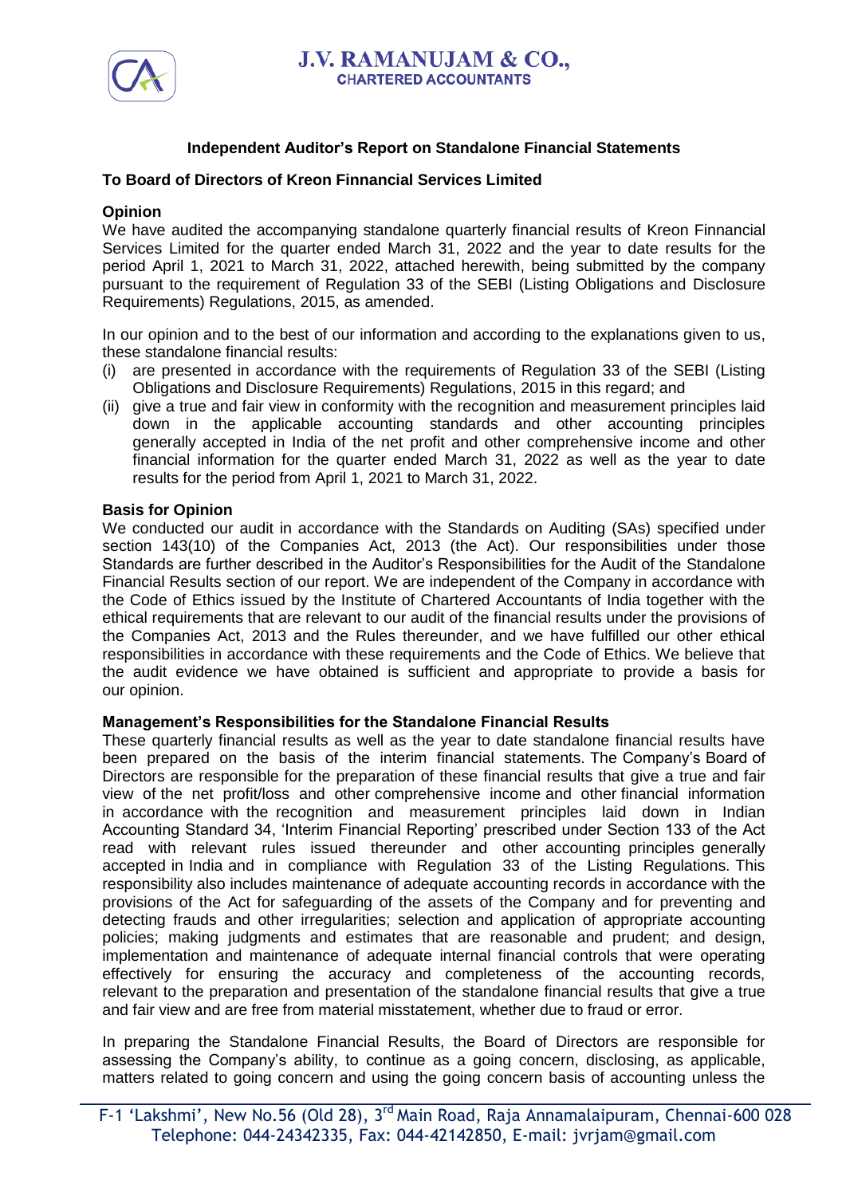## Independent Auditor's Report on Standalone Financial Statements

**To Board of Directors of Kreon Finnancial Services Limited**

**Opinion**

We have audited the accompanying standalone quarterly financial results of Kreon Finnancial Services Limited for the quarter ended March 31, 2022 and the year to date results for the period April 1, 2021 to March 31, 2022, attached herewith, being submitted by the company pursuant to the requirement of Regulation 33 of the SEBI (Listing Obligations and Disclosure Requirements) Regulations, 2015, as amended.

In our opinion and to the best of our information and according to the explanations given to us, these standalone financial results:

(i) are presented in accordance with the requirements of Regulation 33 of the SEBI (Listing Obligations and Disclosure Requirements) Regulations, 2015 in this regard; and

(ii) give a true and fair view in conformity with the recognition and measurement principles laid down in the applicable accounting standards and other accounting principles generally accepted in India of the net profit and other comprehensive income and other financial information for the quarter ended March 31, 2022 as well as the year to date results for the period from April 1, 2021 to March 31, 2022.

**Basis for Opinion**

We conducted our audit in accordance with the Standards on Auditing (SAs) specified under section 143(10) of the Companies Act, 2013 (the Act). Our responsibilities under those Standards are further described in the Auditor's Responsibilities for the Audit of the Standalone Financial Results section of our report. We are independent of the Company in accordance with the Code of Ethics issued by the Institute of Chartered Accountants of India together with the ethical requirements that are relevant to our audit of the financial results under the provisions of the Companies Act, 2013 and the Rules thereunder, and we have fulfilled our other ethical responsibilities in accordance with these requirements and the Code of Ethics. We believe that the audit evidence we have obtained is sufficient and appropriate to provide a basis for our opinion.

**Management's Responsibilities for the Standalone Financial Results**

These quarterly financial results as well as the year to date standalone financial results have been prepared on the basis of the interim financial statements. The Company's Board of Directors are responsible for the preparation of these financial results that give a true and fair view of the net profit/loss and other comprehensive income and other financial information in accordance with the recognition and measurement principles laid down in Indian Accounting Standard 34, 'Interim Financial Reporting' prescribed under Section 133 of the Act read with relevant rules issued thereunder and other accounting principles generally accepted in India and in compliance with Regulation 33 of the Listing Regulations. This responsibility also includes maintenance of adequate accounting records in accordance with the provisions of the Act for safeguarding of the assets of the Company and for preventing and detecting frauds and other irregularities; selection and application of appropriate accounting policies; making judgments and estimates that are reasonable and prudent; and design, implementation and maintenance of adequate internal financial controls that were operating effectively for ensuring the accuracy and completeness of the accounting records, relevant to the preparation and presentation of the standalone financial results that give a true and fair view and are free from material misstatement, whether due to fraud or error.

In preparing the Standalone Financial Results, the Board of Directors are responsible for assessing the Company's ability, to continue as a going concern, disclosing, as applicable, matters related to going concern and using the going concern basis of accounting unless the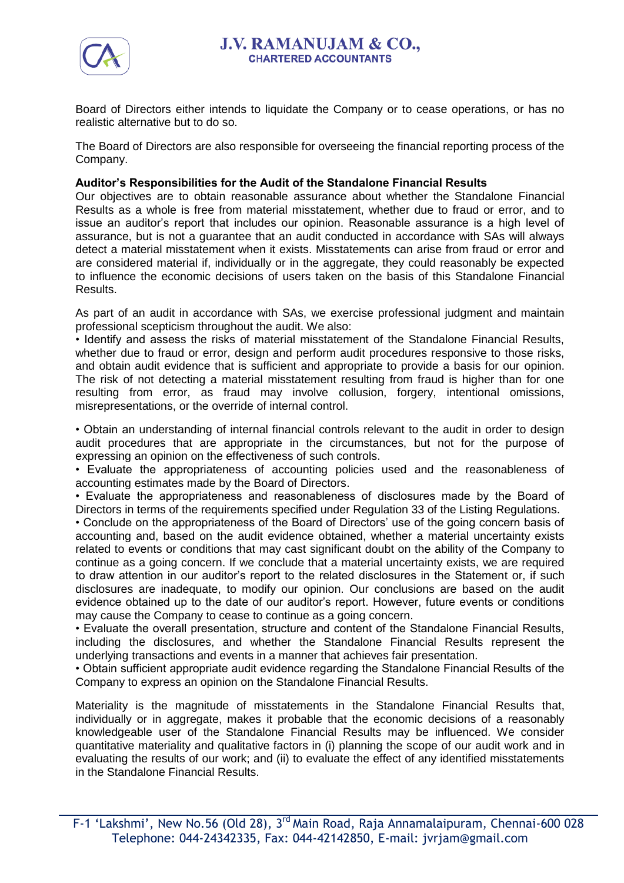Board of Directors either intends to liquidate the Company or to cease operations, or has no realistic alternative but to do so.

The Board of Directors are also responsible for overseeing the financial reporting process of the Company.

**Auditor's Responsibilities for the Audit of the Standalone Financial Results**

Our objectives are to obtain reasonable assurance about whether the Standalone Financial Results as a whole is free from material misstatement, whether due to fraud or error, and to issue an auditor's report that includes our opinion. Reasonable assurance is a high level of assurance, but is not a guarantee that an audit conducted in accordance with SAs will always detect a material misstatement when it exists. Misstatements can arise from fraud or error and are considered material if, individually or in the aggregate, they could reasonably be expected to influence the economic decisions of users taken on the basis of this Standalone Financial Results.

As part of an audit in accordance with SAs, we exercise professional judgment and maintain professional scepticism throughout the audit. We also:

- Identify and assess the risks of material misstatement of the Standalone Financial Results, whether due to fraud or error, design and perform audit procedures responsive to those risks, and obtain audit evidence that is sufficient and appropriate to provide a basis for our opinion. The risk of not detecting a material misstatement resulting from fraud is higher than for one resulting from error, as fraud may involve collusion, forgery, intentional omissions, misrepresentations, or the override of internal control.

- Obtain an understanding of internal financial controls relevant to the audit in order to design audit procedures that are appropriate in the circumstances, but not for the purpose of expressing an opinion on the effectiveness of such controls.
- Evaluate the appropriateness of accounting policies used and the reasonableness of accounting estimates made by the Board of Directors.
- Evaluate the appropriateness and reasonableness of disclosures made by the Board of Directors in terms of the requirements specified under Regulation 33 of the Listing Regulations.
- Conclude on the appropriateness of the Board of Directors' use of the going concern basis of accounting and, based on the audit evidence obtained, whether a material uncertainty exists related to events or conditions that may cast significant doubt on the ability of the Company to continue as a going concern. If we conclude that a material uncertainty exists, we are required to draw attention in our auditor's report to the related disclosures in the Statement or, if such disclosures are inadequate, to modify our opinion. Our conclusions are based on the audit evidence obtained up to the date of our auditor's report. However, future events or conditions may cause the Company to cease to continue as a going concern.
- Evaluate the overall presentation, structure and content of the Standalone Financial Results, including the disclosures, and whether the Standalone Financial Results represent the underlying transactions and events in a manner that achieves fair presentation.
- Obtain sufficient appropriate audit evidence regarding the Standalone Financial Results of the Company to express an opinion on the Standalone Financial Results.

Materiality is the magnitude of misstatements in the Standalone Financial Results that, individually or in aggregate, makes it probable that the economic decisions of a reasonably knowledgeable user of the Standalone Financial Results may be influenced. We consider quantitative materiality and qualitative factors in (i) planning the scope of our audit work and in evaluating the results of our work; and (ii) to evaluate the effect of any identified misstatements in the Standalone Financial Results.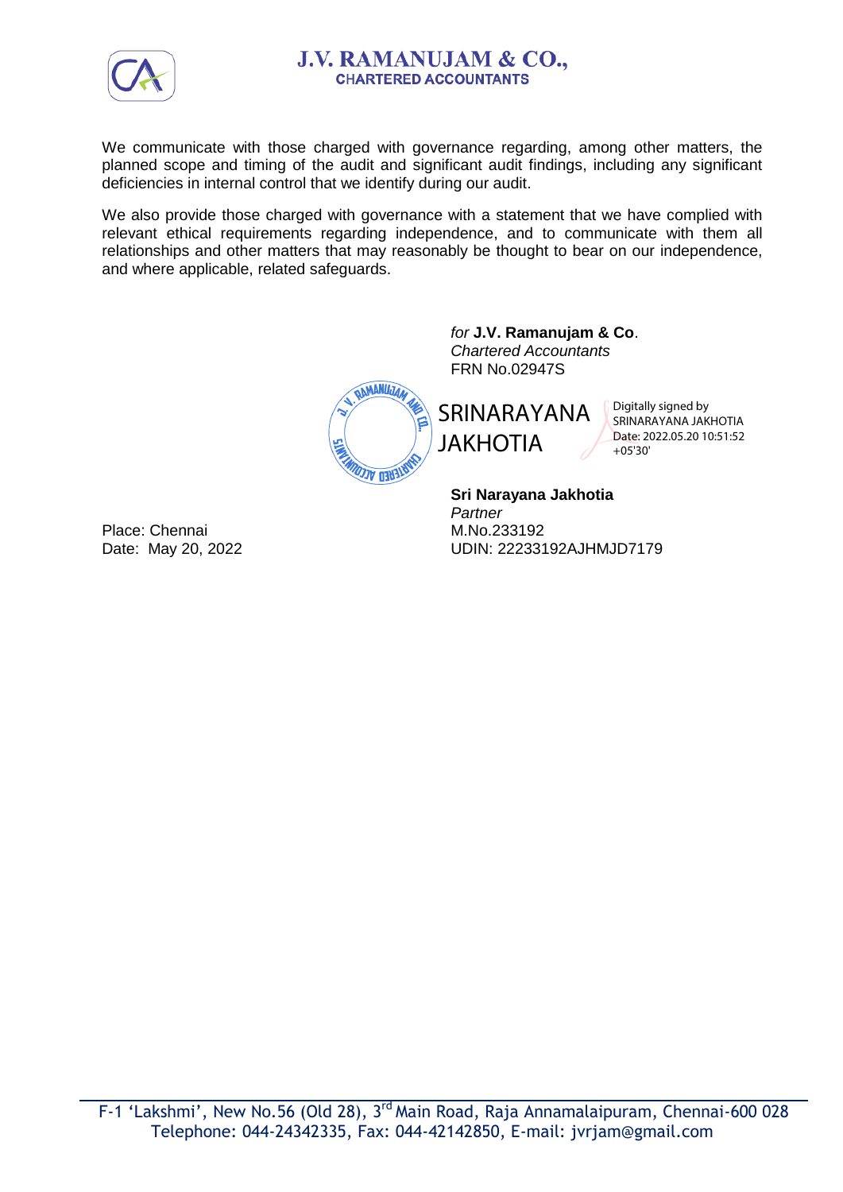We communicate with those charged with governance regarding, among other matters, the planned scope and timing of the audit and significant audit findings, including any significant deficiencies in internal control that we identify during our audit.

We also provide those charged with governance with a statement that we have complied with relevant ethical requirements regarding independence, and to communicate with them all relationships and other matters that may reasonably be thought to bear on our independence, and where applicable, related safeguards.

*for* **J.V. Ramanujam & Co**.
*Chartered Accountants*
FRN No.02947S

SRINARAYANA JAKHOTIA

Digitally signed by SRINARAYANA JAKHOTIA
Date: 2022.05.20 10:51:52 +05'30'

**Sri Narayana Jakhotia**
*Partner*
M.No.233192
UDIN: 22233192AJHMJD7179

Place: Chennai
Date: May 20, 2022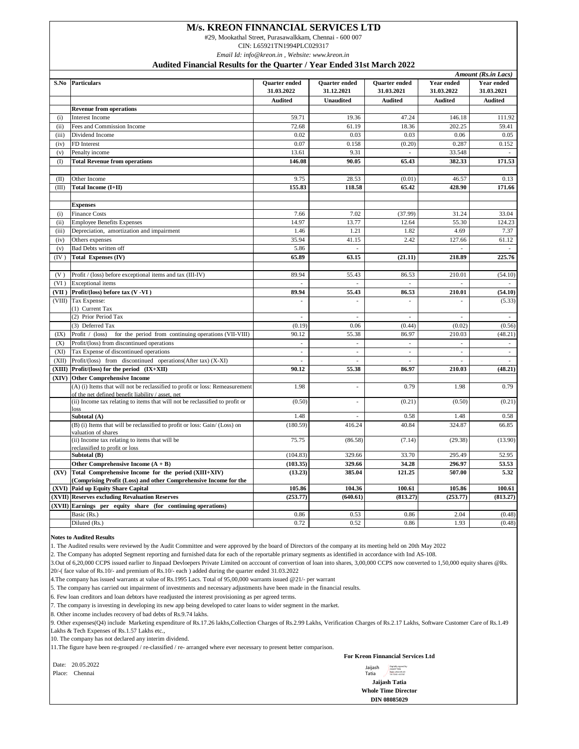# M/s. KREON FINNANCIAL SERVICES LTD

#29, Mookathal Street, Purasawalkkam, Chennai - 600 007

CIN: L65921TN1994PLC029317

*Email Id: info@kreon.in , Website: www.kreon.in*

## Audited Financial Results for the Quarter / Year Ended 31st March 2022

*Amount (Rs.in Lacs)*

| S.No | Particulars | Quarter ended 31.03.2022 | Quarter ended 31.12.2021 | Quarter ended 31.03.2021 | Year ended 31.03.2022 | Year ended 31.03.2021 |
|---|---|---|---|---|---|---|
| | | Audited | Unaudited | Audited | Audited | Audited |
| | **Revenue from operations** | | | | | |
| (i) | Interest Income | 59.71 | 19.36 | 47.24 | 146.18 | 111.92 |
| (ii) | Fees and Commission Income | 72.68 | 61.19 | 18.36 | 202.25 | 59.41 |
| (iii) | Dividend Income | 0.02 | 0.03 | 0.03 | 0.06 | 0.05 |
| (iv) | FD Interest | 0.07 | 0.158 | (0.20) | 0.287 | 0.152 |
| (v) | Penalty income | 13.61 | 9.31 | - | 33.548 | - |
| (I) | **Total Revenue from operations** | **146.08** | **90.05** | **65.43** | **382.33** | **171.53** |
| (II) | Other Income | 9.75 | 28.53 | (0.01) | 46.57 | 0.13 |
| (III) | **Total Income (I+II)** | **155.83** | **118.58** | **65.42** | **428.90** | **171.66** |
| | **Expenses** | | | | | |
| (i) | Finance Costs | 7.66 | 7.02 | (37.99) | 31.24 | 33.04 |
| (ii) | Employee Benefits Expenses | 14.97 | 13.77 | 12.64 | 55.30 | 124.23 |
| (iii) | Depreciation, amortization and impairment | 1.46 | 1.21 | 1.82 | 4.69 | 7.37 |
| (iv) | Others expenses | 35.94 | 41.15 | 2.42 | 127.66 | 61.12 |
| (v) | Bad Debts written off | 5.86 | - | | - | - |
| (IV ) | **Total Expenses (IV)** | **65.89** | **63.15** | **(21.11)** | **218.89** | **225.76** |
| (V ) | Profit / (loss) before exceptional items and tax (III-IV) | 89.94 | 55.43 | 86.53 | 210.01 | (54.10) |
| (VI ) | Exceptional items | - | - | - | - | - |
| **(VII )** | **Profit/(loss) before tax (V -VI )** | **89.94** | **55.43** | **86.53** | **210.01** | **(54.10)** |
| (VIII) | Tax Expense: | - | - | - | - | (5.33) |
| | (1) Current Tax | | | | | |
| | (2) Prior Period Tax | - | - | - | - | - |
| | (3) Deferred Tax | (0.19) | 0.06 | (0.44) | (0.02) | (0.56) |
| (IX) | Profit / (loss) for the period from continuing operations (VII-VIII) | 90.12 | 55.38 | 86.97 | 210.03 | (48.21) |
| (X) | Profit/(loss) from discontinued operations | - | - | - | - | - |
| (XI) | Tax Expense of discontinued operations | - | - | - | - | - |
| (XII) | Profit/(loss) from discontinued operations(After tax) (X-XI) | - | - | - | - | - |
| **(XIII)** | **Profit/(loss) for the period (IX+XII)** | **90.12** | **55.38** | **86.97** | **210.03** | **(48.21)** |
| **(XIV)** | **Other Comprehensive Income** | | | | | |
| | (A) (i) Items that will not be reclassified to profit or loss: Remeasurement of the net defined benefit liability / asset, net | 1.98 | - | 0.79 | 1.98 | 0.79 |
| | (ii) Income tax relating to items that will not be reclassified to profit or loss | (0.50) | - | (0.21) | (0.50) | (0.21) |
| | **Subtotal (A)** | 1.48 | - | 0.58 | 1.48 | 0.58 |
| | (B) (i) Items that will be reclassified to profit or loss: Gain/ (Loss) on valuation of shares | (180.59) | 416.24 | 40.84 | 324.87 | 66.85 |
| | (ii) Income tax relating to items that will be reclassified to profit or loss | 75.75 | (86.58) | (7.14) | (29.38) | (13.90) |
| | **Subtotal (B)** | (104.83) | 329.66 | 33.70 | 295.49 | 52.95 |
| | **Other Comprehensive Income (A + B)** | **(103.35)** | **329.66** | **34.28** | **296.97** | **53.53** |
| **(XV)** | **Total Comprehensive Income for the period (XIII+XIV) (Comprising Profit (Loss) and other Comprehensive Income for the** | **(13.23)** | **385.04** | **121.25** | **507.00** | **5.32** |
| **(XVI)** | **Paid up Equity Share Capital** | **105.86** | **104.36** | **100.61** | **105.86** | **100.61** |
| **(XVII)** | **Reserves excluding Revaluation Reserves** | **(253.77)** | **(640.61)** | **(813.27)** | **(253.77)** | **(813.27)** |
| **(XVII)** | **Earnings per equity share (for continuing operations)** | | | | | |
| | Basic (Rs.) | 0.86 | 0.53 | 0.86 | 2.04 | (0.48) |
| | Diluted (Rs.) | 0.72 | 0.52 | 0.86 | 1.93 | (0.48) |

**Notes to Audited Results**

1. The Audited results were reviewed by the Audit Committee and were approved by the board of Directors of the company at its meeting held on 20th May 2022
2. The Company has adopted Segment reporting and furnished data for each of the reportable primary segments as identified in accordance with Ind AS-108.
3. Out of 6,20,000 CCPS issued earlier to Jinpaad Devloepers Private Limited on acccount of convertion of loan into shares, 3,00,000 CCPS now converted to 1,50,000 equity shares @Rs. 20/-( face value of Rs.10/- and premium of Rs.10/- each ) added during the quarter ended 31.03.2022
4. The company has issued warrants at value of Rs.1995 Lacs. Total of 95,00,000 warrants issued @21/- per warrant
5. The company has carried out impairment of investments and necessary adjustments have been made in the financial results.
6. Few loan creditors and loan debtors have readjusted the interest provisioning as per agreed terms.
7. The company is investing in developing its new app being developed to cater loans to wider segment in the market.
8. Other income includes recovery of bad debts of Rs.9.74 lakhs.
9. Other expenses(Q4) include Marketing expenditure of Rs.17.26 lakhs,Collection Charges of Rs.2.99 Lakhs, Verification Charges of Rs.2.17 Lakhs, Software Customer Care of Rs.1.49 Lakhs & Tech Expenses of Rs.1.57 Lakhs etc.,
10. The company has not declared any interim dividend.
11. The figure have been re-grouped / re-classified / re- arranged where ever necessary to present better comparison.

**For Kreon Finnancial Services Ltd**

Date: 20.05.2022

Place: Chennai

Jaijash Tatia

**Jaijash Tatia**

**Whole Time Director**

**DIN 08085029**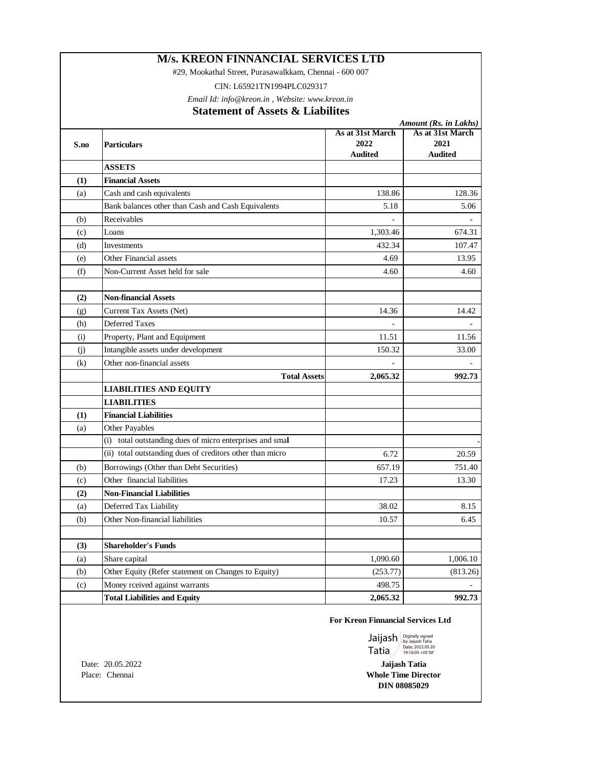# M/s. KREON FINNANCIAL SERVICES LTD

#29, Mookathal Street, Purasawalkkam, Chennai - 600 007

CIN: L65921TN1994PLC029317

*Email Id: info@kreon.in , Website: www.kreon.in*

## Statement of Assets & Liabilites

*Amount (Rs. in Lakhs)*

| S.no | Particulars | As at 31st March 2022 Audited | As at 31st March 2021 Audited |
|---|---|---|---|
| | **ASSETS** | | |
| **(1)** | **Financial Assets** | | |
| (a) | Cash and cash equivalents | 138.86 | 128.36 |
| | Bank balances other than Cash and Cash Equivalents | 5.18 | 5.06 |
| (b) | Receivables | - | - |
| (c) | Loans | 1,303.46 | 674.31 |
| (d) | Investments | 432.34 | 107.47 |
| (e) | Other Financial assets | 4.69 | 13.95 |
| (f) | Non-Current Asset held for sale | 4.60 | 4.60 |
| | | | |
| **(2)** | **Non-financial Assets** | | |
| (g) | Current Tax Assets (Net) | 14.36 | 14.42 |
| (h) | Deferred Taxes | - | - |
| (i) | Property, Plant and Equipment | 11.51 | 11.56 |
| (j) | Intangible assets under development | 150.32 | 33.00 |
| (k) | Other non-financial assets | - | - |
| | **Total Assets** | **2,065.32** | **992.73** |
| | **LIABILITIES AND EQUITY** | | |
| | **LIABILITIES** | | |
| **(1)** | **Financial Liabilities** | | |
| (a) | Other Payables | | |
| | (i) total outstanding dues of micro enterprises and smal | | - |
| | (ii) total outstanding dues of creditors other than micro | 6.72 | 20.59 |
| (b) | Borrowings (Other than Debt Securities) | 657.19 | 751.40 |
| (c) | Other financial liabilities | 17.23 | 13.30 |
| **(2)** | **Non-Financial Liabilities** | | |
| (a) | Deferred Tax Liability | 38.02 | 8.15 |
| (b) | Other Non-financial liabilities | 10.57 | 6.45 |
| | | | |
| **(3)** | **Shareholder's Funds** | | |
| (a) | Share capital | 1,090.60 | 1,006.10 |
| (b) | Other Equity (Refer statement on Changes to Equity) | (253.77) | (813.26) |
| (c) | Money rceived against warrants | 498.75 | - |
| | **Total Liabilities and Equity** | **2,065.32** | **992.73** |

**For Kreon Finnancial Services Ltd**

Jaijash Tatia
Digitally signed by Jaijash Tatia
Date: 2022.05.20 19:16:03 +05'30'

Date: 20.05.2022
Place: Chennai

**Jaijash Tatia**
**Whole Time Director**
**DIN 08085029**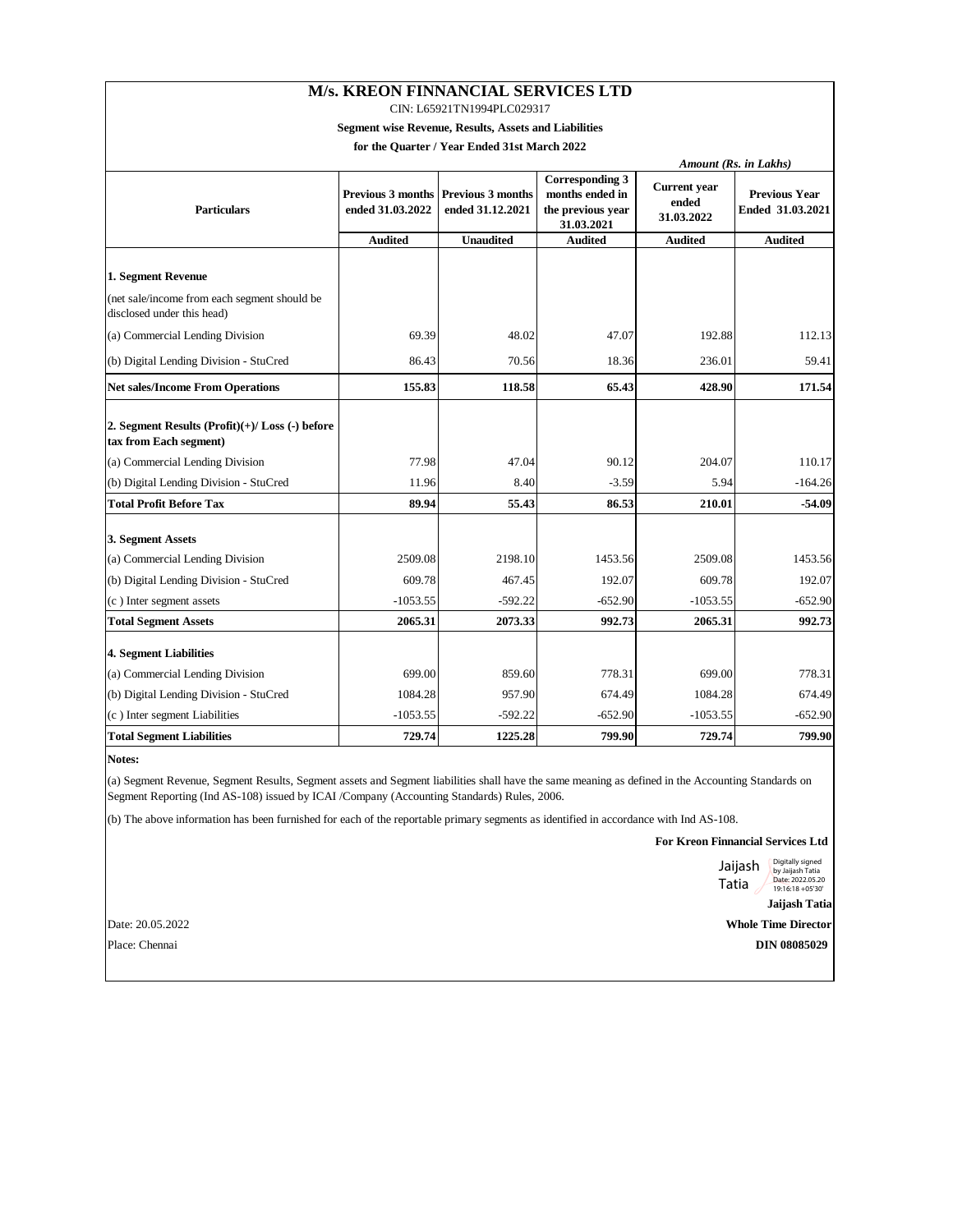# M/s. KREON FINNANCIAL SERVICES LTD

CIN: L65921TN1994PLC029317

**Segment wise Revenue, Results, Assets and Liabilities**

**for the Quarter / Year Ended 31st March 2022**

*Amount (Rs. in Lakhs)*

| Particulars | Previous 3 months ended 31.03.2022 | Previous 3 months ended 31.12.2021 | Corresponding 3 months ended in the previous year 31.03.2021 | Current year ended 31.03.2022 | Previous Year Ended 31.03.2021 |
|---|---|---|---|---|---|
| | Audited | Unaudited | Audited | Audited | Audited |
| **1. Segment Revenue** | | | | | |
| (net sale/income from each segment should be disclosed under this head) | | | | | |
| (a) Commercial Lending Division | 69.39 | 48.02 | 47.07 | 192.88 | 112.13 |
| (b) Digital Lending Division - StuCred | 86.43 | 70.56 | 18.36 | 236.01 | 59.41 |
| **Net sales/Income From Operations** | **155.83** | **118.58** | **65.43** | **428.90** | **171.54** |
| **2. Segment Results (Profit)(+)/ Loss (-) before tax from Each segment)** | | | | | |
| (a) Commercial Lending Division | 77.98 | 47.04 | 90.12 | 204.07 | 110.17 |
| (b) Digital Lending Division - StuCred | 11.96 | 8.40 | -3.59 | 5.94 | -164.26 |
| **Total Profit Before Tax** | **89.94** | **55.43** | **86.53** | **210.01** | **-54.09** |
| **3. Segment Assets** | | | | | |
| (a) Commercial Lending Division | 2509.08 | 2198.10 | 1453.56 | 2509.08 | 1453.56 |
| (b) Digital Lending Division - StuCred | 609.78 | 467.45 | 192.07 | 609.78 | 192.07 |
| (c ) Inter segment assets | -1053.55 | -592.22 | -652.90 | -1053.55 | -652.90 |
| **Total Segment Assets** | **2065.31** | **2073.33** | **992.73** | **2065.31** | **992.73** |
| **4. Segment Liabilities** | | | | | |
| (a) Commercial Lending Division | 699.00 | 859.60 | 778.31 | 699.00 | 778.31 |
| (b) Digital Lending Division - StuCred | 1084.28 | 957.90 | 674.49 | 1084.28 | 674.49 |
| (c ) Inter segment Liabilities | -1053.55 | -592.22 | -652.90 | -1053.55 | -652.90 |
| **Total Segment Liabilities** | **729.74** | **1225.28** | **799.90** | **729.74** | **799.90** |

**Notes:**

(a) Segment Revenue, Segment Results, Segment assets and Segment liabilities shall have the same meaning as defined in the Accounting Standards on Segment Reporting (Ind AS-108) issued by ICAI /Company (Accounting Standards) Rules, 2006.

(b) The above information has been furnished for each of the reportable primary segments as identified in accordance with Ind AS-108.

**For Kreon Finnancial Services Ltd**

Jaijash Tatia — Digitally signed by Jaijash Tatia Date: 2022.05.20 19:16:18 +05'30'

**Jaijash Tatia**

**Whole Time Director**

**DIN 08085029**

Date: 20.05.2022

Place: Chennai